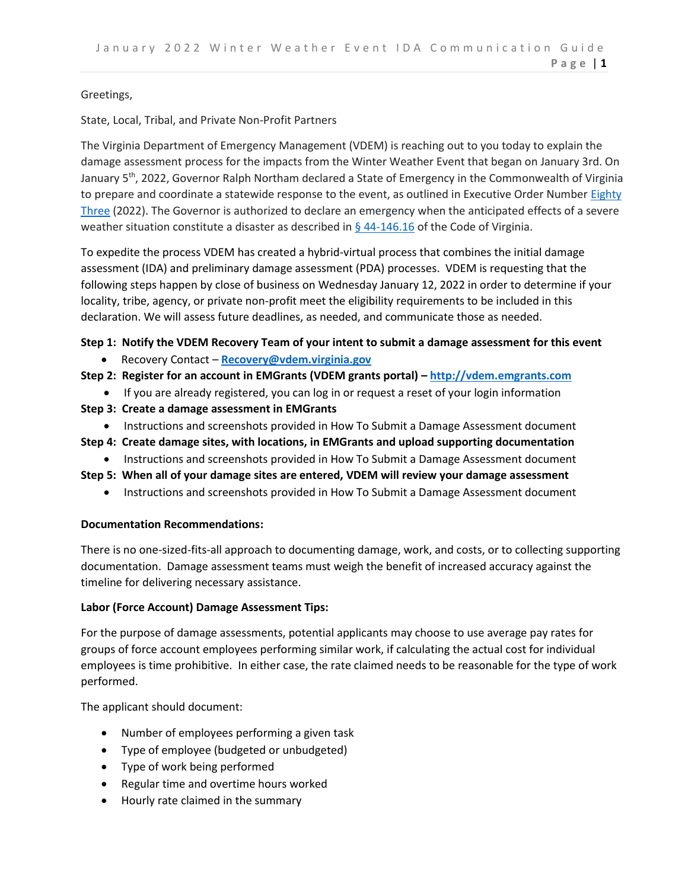Greetings,

State, Local, Tribal, and Private Non-Profit Partners

The Virginia Department of Emergency Management (VDEM) is reaching out to you today to explain the damage assessment process for the impacts from the Winter Weather Event that began on January 3rd. On January 5th, 2022, Governor Ralph Northam declared a State of Emergency in the Commonwealth of Virginia to prepare and coordinate a statewide response to the event, as outlined in Executive Order Number Eighty Three (2022). The Governor is authorized to declare an emergency when the anticipated effects of a severe weather situation constitute a disaster as described in § 44-146.16 of the Code of Virginia.

To expedite the process VDEM has created a hybrid-virtual process that combines the initial damage assessment (IDA) and preliminary damage assessment (PDA) processes. VDEM is requesting that the following steps happen by close of business on Wednesday January 12, 2022 in order to determine if your locality, tribe, agency, or private non-profit meet the eligibility requirements to be included in this declaration. We will assess future deadlines, as needed, and communicate those as needed.

**Step 1: Notify the VDEM Recovery Team of your intent to submit a damage assessment for this event**

- Recovery Contact – **Recovery@vdem.virginia.gov**

**Step 2: Register for an account in EMGrants (VDEM grants portal) – http://vdem.emgrants.com**

- If you are already registered, you can log in or request a reset of your login information

**Step 3: Create a damage assessment in EMGrants**

- Instructions and screenshots provided in How To Submit a Damage Assessment document

**Step 4: Create damage sites, with locations, in EMGrants and upload supporting documentation**

- Instructions and screenshots provided in How To Submit a Damage Assessment document

**Step 5: When all of your damage sites are entered, VDEM will review your damage assessment**

- Instructions and screenshots provided in How To Submit a Damage Assessment document

**Documentation Recommendations:**

There is no one-sized-fits-all approach to documenting damage, work, and costs, or to collecting supporting documentation. Damage assessment teams must weigh the benefit of increased accuracy against the timeline for delivering necessary assistance.

**Labor (Force Account) Damage Assessment Tips:**

For the purpose of damage assessments, potential applicants may choose to use average pay rates for groups of force account employees performing similar work, if calculating the actual cost for individual employees is time prohibitive. In either case, the rate claimed needs to be reasonable for the type of work performed.

The applicant should document:

- Number of employees performing a given task
- Type of employee (budgeted or unbudgeted)
- Type of work being performed
- Regular time and overtime hours worked
- Hourly rate claimed in the summary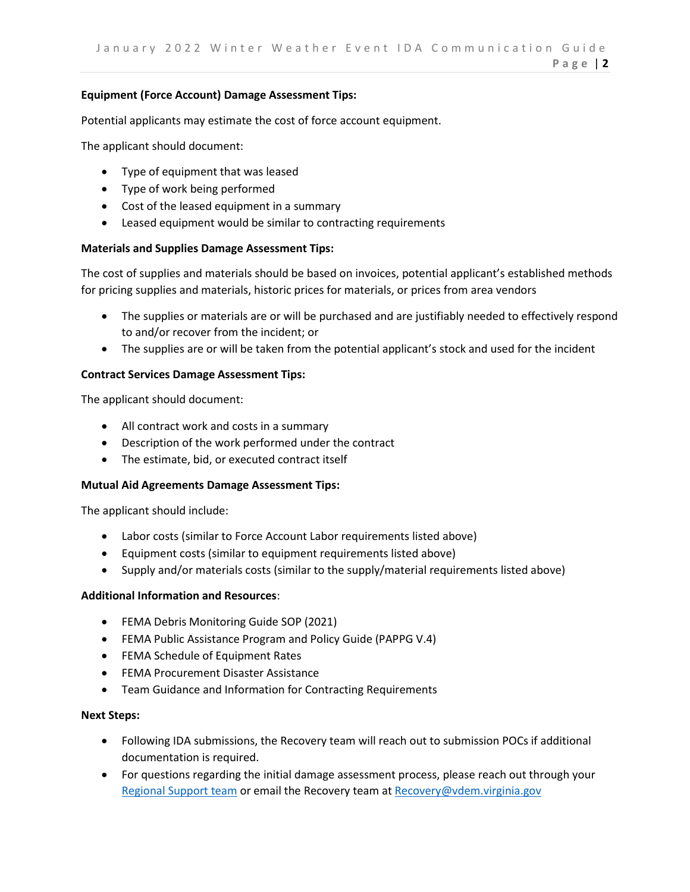**Equipment (Force Account) Damage Assessment Tips:**

Potential applicants may estimate the cost of force account equipment.

The applicant should document:

- Type of equipment that was leased
- Type of work being performed
- Cost of the leased equipment in a summary
- Leased equipment would be similar to contracting requirements

**Materials and Supplies Damage Assessment Tips:**

The cost of supplies and materials should be based on invoices, potential applicant's established methods for pricing supplies and materials, historic prices for materials, or prices from area vendors

- The supplies or materials are or will be purchased and are justifiably needed to effectively respond to and/or recover from the incident; or
- The supplies are or will be taken from the potential applicant's stock and used for the incident

**Contract Services Damage Assessment Tips:**

The applicant should document:

- All contract work and costs in a summary
- Description of the work performed under the contract
- The estimate, bid, or executed contract itself

**Mutual Aid Agreements Damage Assessment Tips:**

The applicant should include:

- Labor costs (similar to Force Account Labor requirements listed above)
- Equipment costs (similar to equipment requirements listed above)
- Supply and/or materials costs (similar to the supply/material requirements listed above)

**Additional Information and Resources**:

- FEMA Debris Monitoring Guide SOP (2021)
- FEMA Public Assistance Program and Policy Guide (PAPPG V.4)
- FEMA Schedule of Equipment Rates
- FEMA Procurement Disaster Assistance
- Team Guidance and Information for Contracting Requirements

**Next Steps:**

- Following IDA submissions, the Recovery team will reach out to submission POCs if additional documentation is required.
- For questions regarding the initial damage assessment process, please reach out through your Regional Support team or email the Recovery team at Recovery@vdem.virginia.gov